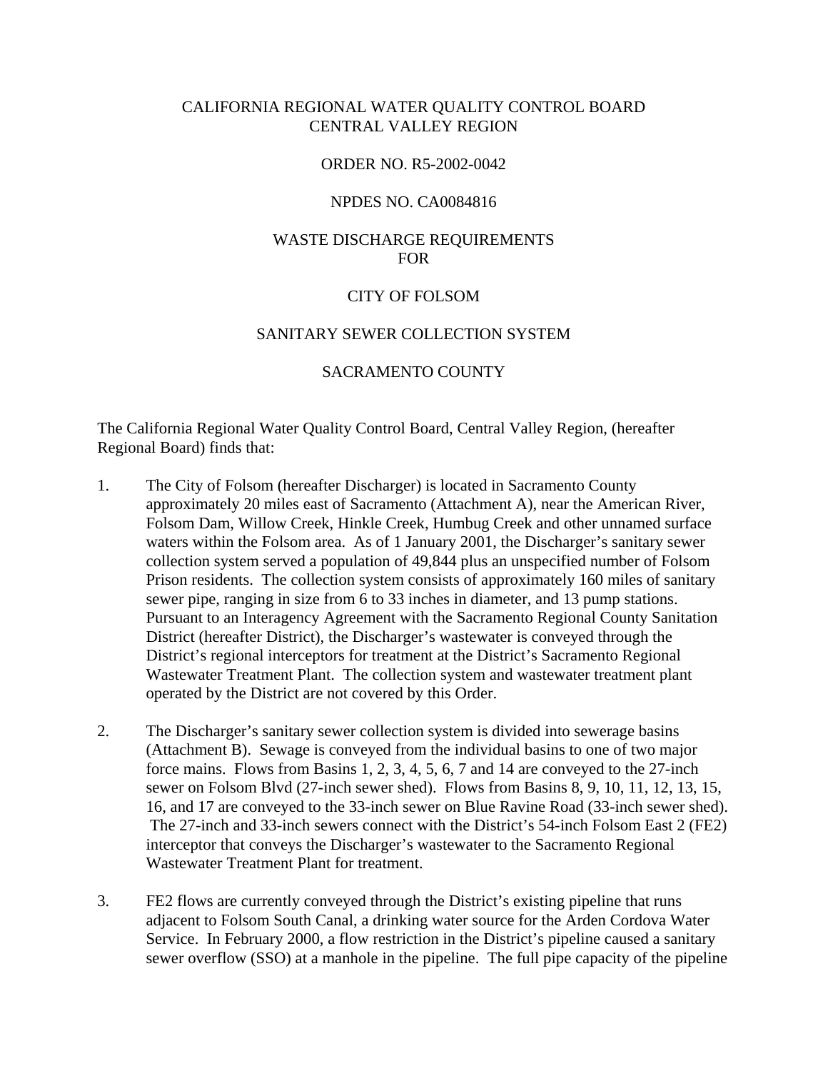# CALIFORNIA REGIONAL WATER QUALITY CONTROL BOARD
# CENTRAL VALLEY REGION

## ORDER NO. R5-2002-0042

## NPDES NO. CA0084816

## WASTE DISCHARGE REQUIREMENTS
## FOR

## CITY OF FOLSOM

## SANITARY SEWER COLLECTION SYSTEM

## SACRAMENTO COUNTY

The California Regional Water Quality Control Board, Central Valley Region, (hereafter Regional Board) finds that:

1. The City of Folsom (hereafter Discharger) is located in Sacramento County approximately 20 miles east of Sacramento (Attachment A), near the American River, Folsom Dam, Willow Creek, Hinkle Creek, Humbug Creek and other unnamed surface waters within the Folsom area. As of 1 January 2001, the Discharger's sanitary sewer collection system served a population of 49,844 plus an unspecified number of Folsom Prison residents. The collection system consists of approximately 160 miles of sanitary sewer pipe, ranging in size from 6 to 33 inches in diameter, and 13 pump stations. Pursuant to an Interagency Agreement with the Sacramento Regional County Sanitation District (hereafter District), the Discharger's wastewater is conveyed through the District's regional interceptors for treatment at the District's Sacramento Regional Wastewater Treatment Plant. The collection system and wastewater treatment plant operated by the District are not covered by this Order.

2. The Discharger's sanitary sewer collection system is divided into sewerage basins (Attachment B). Sewage is conveyed from the individual basins to one of two major force mains. Flows from Basins 1, 2, 3, 4, 5, 6, 7 and 14 are conveyed to the 27-inch sewer on Folsom Blvd (27-inch sewer shed). Flows from Basins 8, 9, 10, 11, 12, 13, 15, 16, and 17 are conveyed to the 33-inch sewer on Blue Ravine Road (33-inch sewer shed). The 27-inch and 33-inch sewers connect with the District's 54-inch Folsom East 2 (FE2) interceptor that conveys the Discharger's wastewater to the Sacramento Regional Wastewater Treatment Plant for treatment.

3. FE2 flows are currently conveyed through the District's existing pipeline that runs adjacent to Folsom South Canal, a drinking water source for the Arden Cordova Water Service. In February 2000, a flow restriction in the District's pipeline caused a sanitary sewer overflow (SSO) at a manhole in the pipeline. The full pipe capacity of the pipeline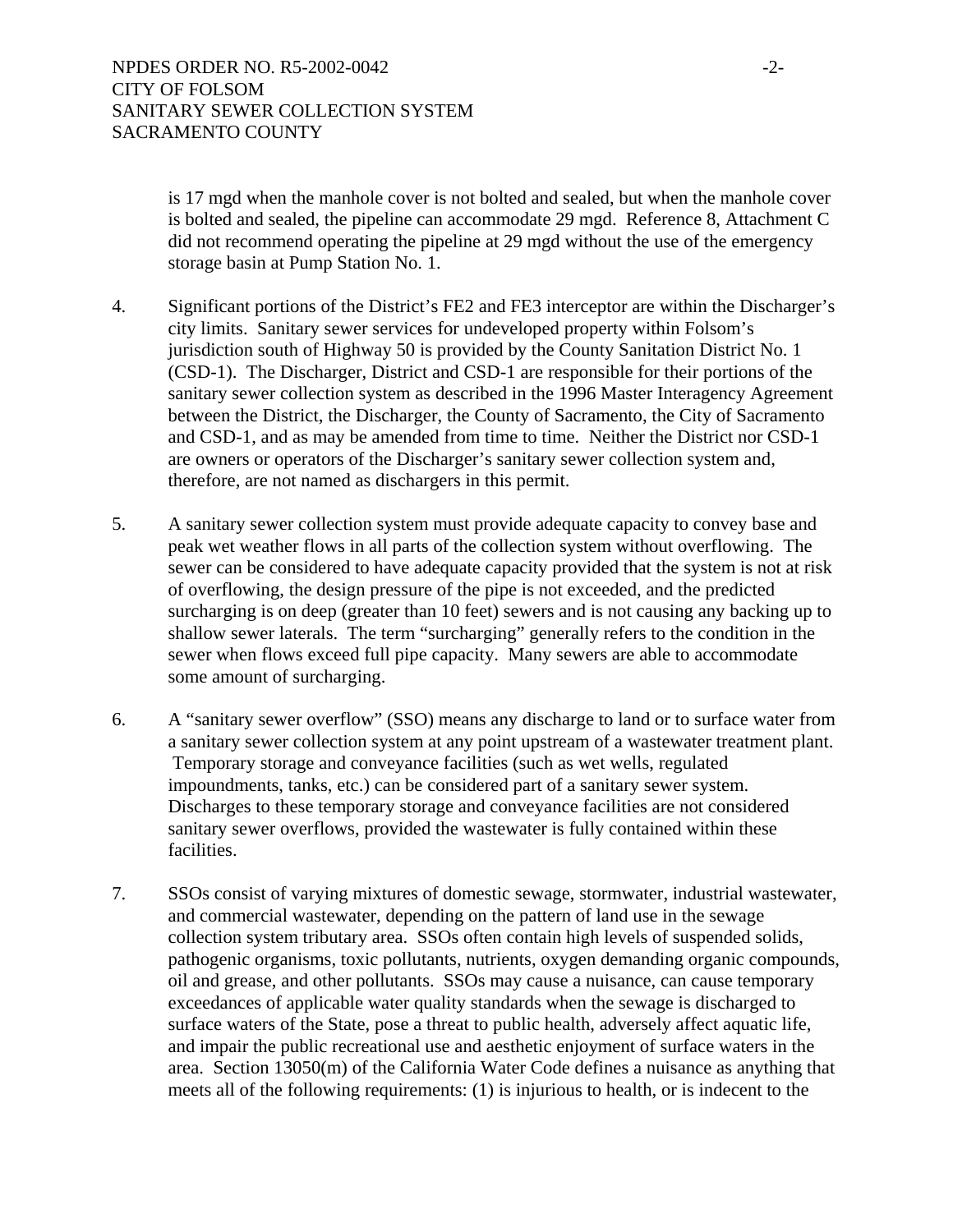is 17 mgd when the manhole cover is not bolted and sealed, but when the manhole cover is bolted and sealed, the pipeline can accommodate 29 mgd. Reference 8, Attachment C did not recommend operating the pipeline at 29 mgd without the use of the emergency storage basin at Pump Station No. 1.

4. Significant portions of the District's FE2 and FE3 interceptor are within the Discharger's city limits. Sanitary sewer services for undeveloped property within Folsom's jurisdiction south of Highway 50 is provided by the County Sanitation District No. 1 (CSD-1). The Discharger, District and CSD-1 are responsible for their portions of the sanitary sewer collection system as described in the 1996 Master Interagency Agreement between the District, the Discharger, the County of Sacramento, the City of Sacramento and CSD-1, and as may be amended from time to time. Neither the District nor CSD-1 are owners or operators of the Discharger's sanitary sewer collection system and, therefore, are not named as dischargers in this permit.

5. A sanitary sewer collection system must provide adequate capacity to convey base and peak wet weather flows in all parts of the collection system without overflowing. The sewer can be considered to have adequate capacity provided that the system is not at risk of overflowing, the design pressure of the pipe is not exceeded, and the predicted surcharging is on deep (greater than 10 feet) sewers and is not causing any backing up to shallow sewer laterals. The term "surcharging" generally refers to the condition in the sewer when flows exceed full pipe capacity. Many sewers are able to accommodate some amount of surcharging.

6. A "sanitary sewer overflow" (SSO) means any discharge to land or to surface water from a sanitary sewer collection system at any point upstream of a wastewater treatment plant. Temporary storage and conveyance facilities (such as wet wells, regulated impoundments, tanks, etc.) can be considered part of a sanitary sewer system. Discharges to these temporary storage and conveyance facilities are not considered sanitary sewer overflows, provided the wastewater is fully contained within these facilities.

7. SSOs consist of varying mixtures of domestic sewage, stormwater, industrial wastewater, and commercial wastewater, depending on the pattern of land use in the sewage collection system tributary area. SSOs often contain high levels of suspended solids, pathogenic organisms, toxic pollutants, nutrients, oxygen demanding organic compounds, oil and grease, and other pollutants. SSOs may cause a nuisance, can cause temporary exceedances of applicable water quality standards when the sewage is discharged to surface waters of the State, pose a threat to public health, adversely affect aquatic life, and impair the public recreational use and aesthetic enjoyment of surface waters in the area. Section 13050(m) of the California Water Code defines a nuisance as anything that meets all of the following requirements: (1) is injurious to health, or is indecent to the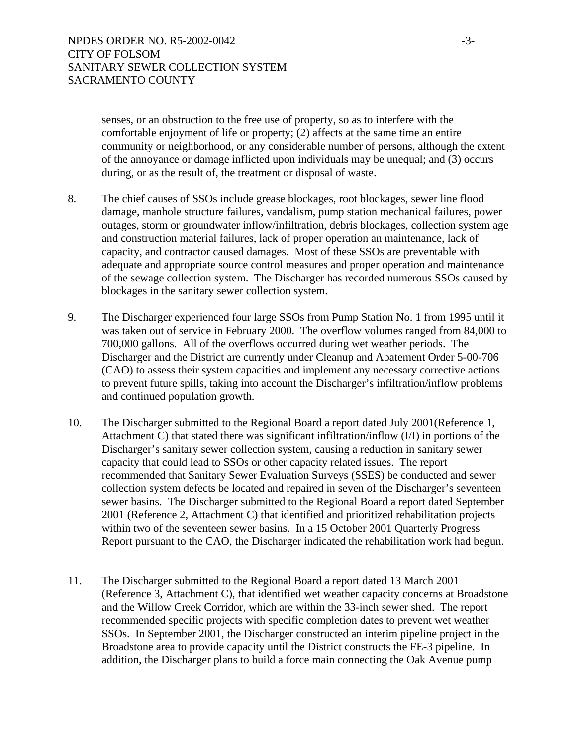senses, or an obstruction to the free use of property, so as to interfere with the comfortable enjoyment of life or property; (2) affects at the same time an entire community or neighborhood, or any considerable number of persons, although the extent of the annoyance or damage inflicted upon individuals may be unequal; and (3) occurs during, or as the result of, the treatment or disposal of waste.

8. The chief causes of SSOs include grease blockages, root blockages, sewer line flood damage, manhole structure failures, vandalism, pump station mechanical failures, power outages, storm or groundwater inflow/infiltration, debris blockages, collection system age and construction material failures, lack of proper operation an maintenance, lack of capacity, and contractor caused damages. Most of these SSOs are preventable with adequate and appropriate source control measures and proper operation and maintenance of the sewage collection system. The Discharger has recorded numerous SSOs caused by blockages in the sanitary sewer collection system.

9. The Discharger experienced four large SSOs from Pump Station No. 1 from 1995 until it was taken out of service in February 2000. The overflow volumes ranged from 84,000 to 700,000 gallons. All of the overflows occurred during wet weather periods. The Discharger and the District are currently under Cleanup and Abatement Order 5-00-706 (CAO) to assess their system capacities and implement any necessary corrective actions to prevent future spills, taking into account the Discharger's infiltration/inflow problems and continued population growth.

10. The Discharger submitted to the Regional Board a report dated July 2001(Reference 1, Attachment C) that stated there was significant infiltration/inflow (I/I) in portions of the Discharger's sanitary sewer collection system, causing a reduction in sanitary sewer capacity that could lead to SSOs or other capacity related issues. The report recommended that Sanitary Sewer Evaluation Surveys (SSES) be conducted and sewer collection system defects be located and repaired in seven of the Discharger's seventeen sewer basins. The Discharger submitted to the Regional Board a report dated September 2001 (Reference 2, Attachment C) that identified and prioritized rehabilitation projects within two of the seventeen sewer basins. In a 15 October 2001 Quarterly Progress Report pursuant to the CAO, the Discharger indicated the rehabilitation work had begun.

11. The Discharger submitted to the Regional Board a report dated 13 March 2001 (Reference 3, Attachment C), that identified wet weather capacity concerns at Broadstone and the Willow Creek Corridor, which are within the 33-inch sewer shed. The report recommended specific projects with specific completion dates to prevent wet weather SSOs. In September 2001, the Discharger constructed an interim pipeline project in the Broadstone area to provide capacity until the District constructs the FE-3 pipeline. In addition, the Discharger plans to build a force main connecting the Oak Avenue pump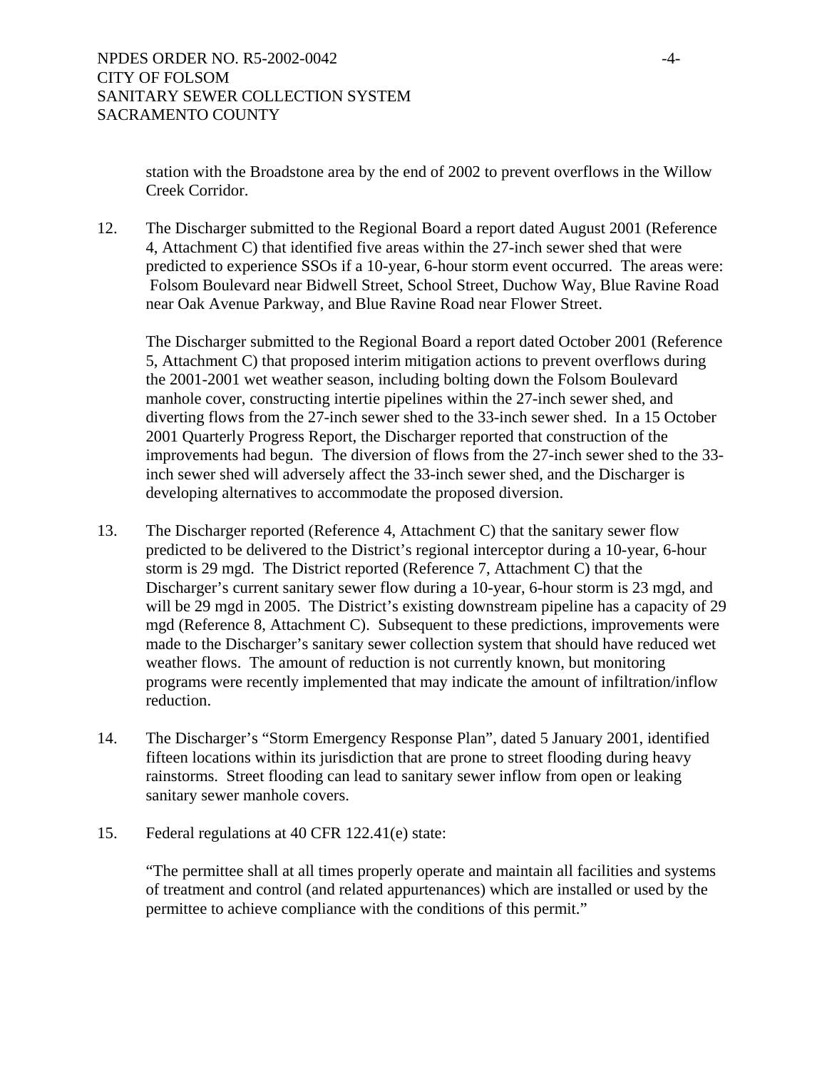station with the Broadstone area by the end of 2002 to prevent overflows in the Willow Creek Corridor.

12. The Discharger submitted to the Regional Board a report dated August 2001 (Reference 4, Attachment C) that identified five areas within the 27-inch sewer shed that were predicted to experience SSOs if a 10-year, 6-hour storm event occurred. The areas were: Folsom Boulevard near Bidwell Street, School Street, Duchow Way, Blue Ravine Road near Oak Avenue Parkway, and Blue Ravine Road near Flower Street.

    The Discharger submitted to the Regional Board a report dated October 2001 (Reference 5, Attachment C) that proposed interim mitigation actions to prevent overflows during the 2001-2001 wet weather season, including bolting down the Folsom Boulevard manhole cover, constructing intertie pipelines within the 27-inch sewer shed, and diverting flows from the 27-inch sewer shed to the 33-inch sewer shed. In a 15 October 2001 Quarterly Progress Report, the Discharger reported that construction of the improvements had begun. The diversion of flows from the 27-inch sewer shed to the 33-inch sewer shed will adversely affect the 33-inch sewer shed, and the Discharger is developing alternatives to accommodate the proposed diversion.

13. The Discharger reported (Reference 4, Attachment C) that the sanitary sewer flow predicted to be delivered to the District's regional interceptor during a 10-year, 6-hour storm is 29 mgd. The District reported (Reference 7, Attachment C) that the Discharger's current sanitary sewer flow during a 10-year, 6-hour storm is 23 mgd, and will be 29 mgd in 2005. The District's existing downstream pipeline has a capacity of 29 mgd (Reference 8, Attachment C). Subsequent to these predictions, improvements were made to the Discharger's sanitary sewer collection system that should have reduced wet weather flows. The amount of reduction is not currently known, but monitoring programs were recently implemented that may indicate the amount of infiltration/inflow reduction.

14. The Discharger's "Storm Emergency Response Plan", dated 5 January 2001, identified fifteen locations within its jurisdiction that are prone to street flooding during heavy rainstorms. Street flooding can lead to sanitary sewer inflow from open or leaking sanitary sewer manhole covers.

15. Federal regulations at 40 CFR 122.41(e) state:

    "The permittee shall at all times properly operate and maintain all facilities and systems of treatment and control (and related appurtenances) which are installed or used by the permittee to achieve compliance with the conditions of this permit."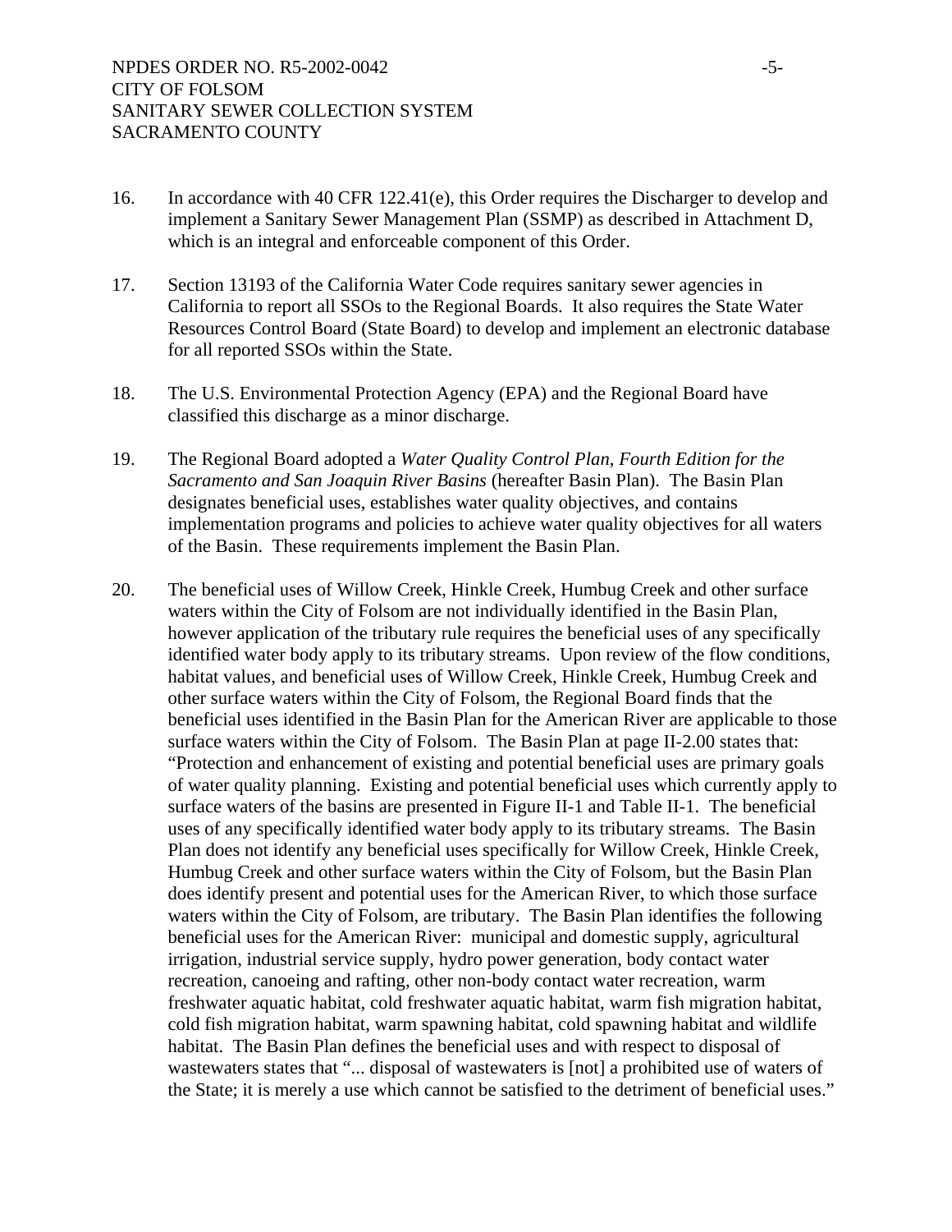16. In accordance with 40 CFR 122.41(e), this Order requires the Discharger to develop and implement a Sanitary Sewer Management Plan (SSMP) as described in Attachment D, which is an integral and enforceable component of this Order.

17. Section 13193 of the California Water Code requires sanitary sewer agencies in California to report all SSOs to the Regional Boards. It also requires the State Water Resources Control Board (State Board) to develop and implement an electronic database for all reported SSOs within the State.

18. The U.S. Environmental Protection Agency (EPA) and the Regional Board have classified this discharge as a minor discharge.

19. The Regional Board adopted a *Water Quality Control Plan*, *Fourth Edition for the Sacramento and San Joaquin River Basins* (hereafter Basin Plan). The Basin Plan designates beneficial uses, establishes water quality objectives, and contains implementation programs and policies to achieve water quality objectives for all waters of the Basin. These requirements implement the Basin Plan.

20. The beneficial uses of Willow Creek, Hinkle Creek, Humbug Creek and other surface waters within the City of Folsom are not individually identified in the Basin Plan, however application of the tributary rule requires the beneficial uses of any specifically identified water body apply to its tributary streams. Upon review of the flow conditions, habitat values, and beneficial uses of Willow Creek, Hinkle Creek, Humbug Creek and other surface waters within the City of Folsom, the Regional Board finds that the beneficial uses identified in the Basin Plan for the American River are applicable to those surface waters within the City of Folsom. The Basin Plan at page II-2.00 states that: "Protection and enhancement of existing and potential beneficial uses are primary goals of water quality planning. Existing and potential beneficial uses which currently apply to surface waters of the basins are presented in Figure II-1 and Table II-1. The beneficial uses of any specifically identified water body apply to its tributary streams. The Basin Plan does not identify any beneficial uses specifically for Willow Creek, Hinkle Creek, Humbug Creek and other surface waters within the City of Folsom, but the Basin Plan does identify present and potential uses for the American River, to which those surface waters within the City of Folsom, are tributary. The Basin Plan identifies the following beneficial uses for the American River: municipal and domestic supply, agricultural irrigation, industrial service supply, hydro power generation, body contact water recreation, canoeing and rafting, other non-body contact water recreation, warm freshwater aquatic habitat, cold freshwater aquatic habitat, warm fish migration habitat, cold fish migration habitat, warm spawning habitat, cold spawning habitat and wildlife habitat. The Basin Plan defines the beneficial uses and with respect to disposal of wastewaters states that "... disposal of wastewaters is [not] a prohibited use of waters of the State; it is merely a use which cannot be satisfied to the detriment of beneficial uses."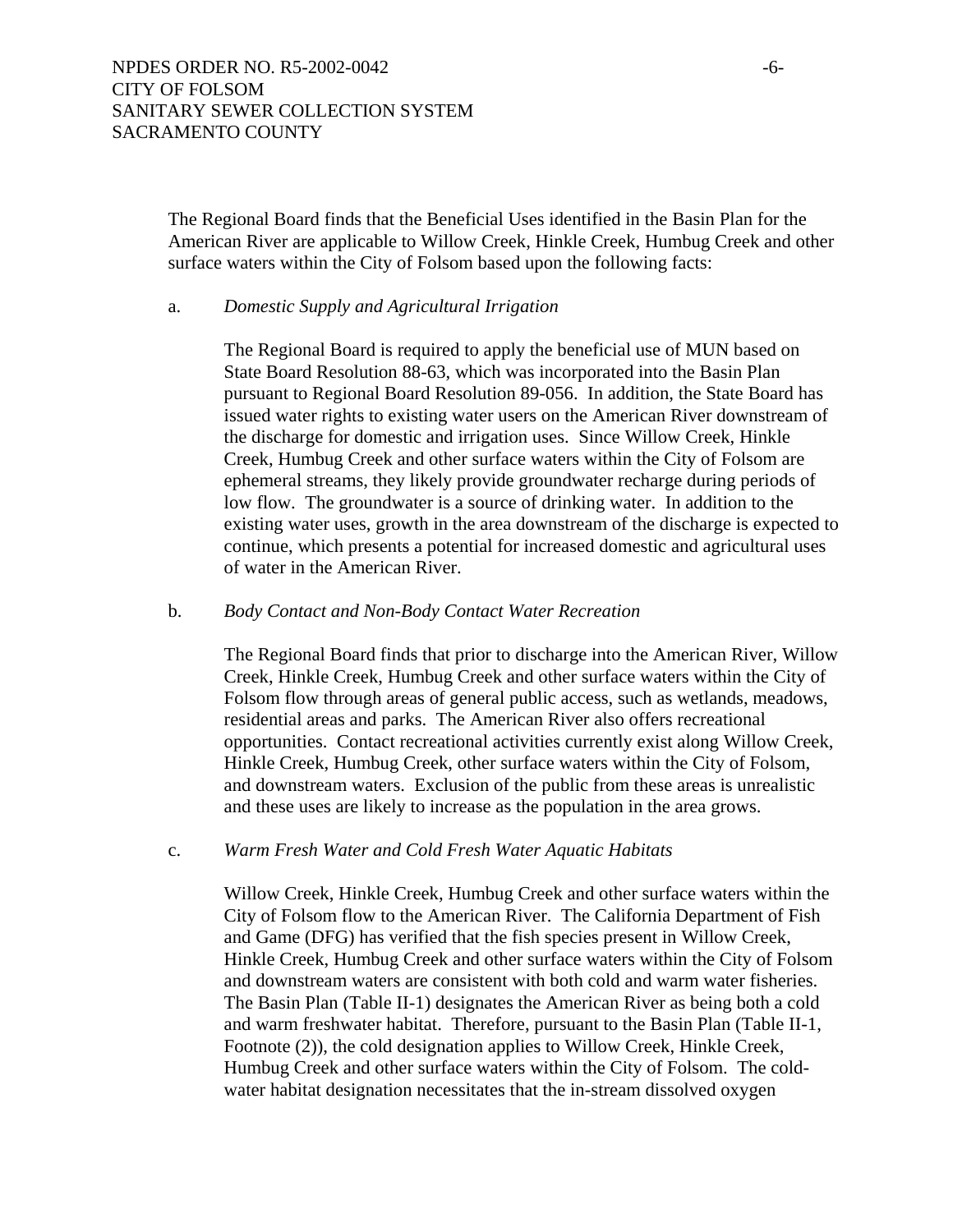The Regional Board finds that the Beneficial Uses identified in the Basin Plan for the American River are applicable to Willow Creek, Hinkle Creek, Humbug Creek and other surface waters within the City of Folsom based upon the following facts:

a. *Domestic Supply and Agricultural Irrigation*

The Regional Board is required to apply the beneficial use of MUN based on State Board Resolution 88-63, which was incorporated into the Basin Plan pursuant to Regional Board Resolution 89-056. In addition, the State Board has issued water rights to existing water users on the American River downstream of the discharge for domestic and irrigation uses. Since Willow Creek, Hinkle Creek, Humbug Creek and other surface waters within the City of Folsom are ephemeral streams, they likely provide groundwater recharge during periods of low flow. The groundwater is a source of drinking water. In addition to the existing water uses, growth in the area downstream of the discharge is expected to continue, which presents a potential for increased domestic and agricultural uses of water in the American River.

b. *Body Contact and Non-Body Contact Water Recreation*

The Regional Board finds that prior to discharge into the American River, Willow Creek, Hinkle Creek, Humbug Creek and other surface waters within the City of Folsom flow through areas of general public access, such as wetlands, meadows, residential areas and parks. The American River also offers recreational opportunities. Contact recreational activities currently exist along Willow Creek, Hinkle Creek, Humbug Creek, other surface waters within the City of Folsom, and downstream waters. Exclusion of the public from these areas is unrealistic and these uses are likely to increase as the population in the area grows.

c. *Warm Fresh Water and Cold Fresh Water Aquatic Habitats*

Willow Creek, Hinkle Creek, Humbug Creek and other surface waters within the City of Folsom flow to the American River. The California Department of Fish and Game (DFG) has verified that the fish species present in Willow Creek, Hinkle Creek, Humbug Creek and other surface waters within the City of Folsom and downstream waters are consistent with both cold and warm water fisheries. The Basin Plan (Table II-1) designates the American River as being both a cold and warm freshwater habitat. Therefore, pursuant to the Basin Plan (Table II-1, Footnote (2)), the cold designation applies to Willow Creek, Hinkle Creek, Humbug Creek and other surface waters within the City of Folsom. The cold-water habitat designation necessitates that the in-stream dissolved oxygen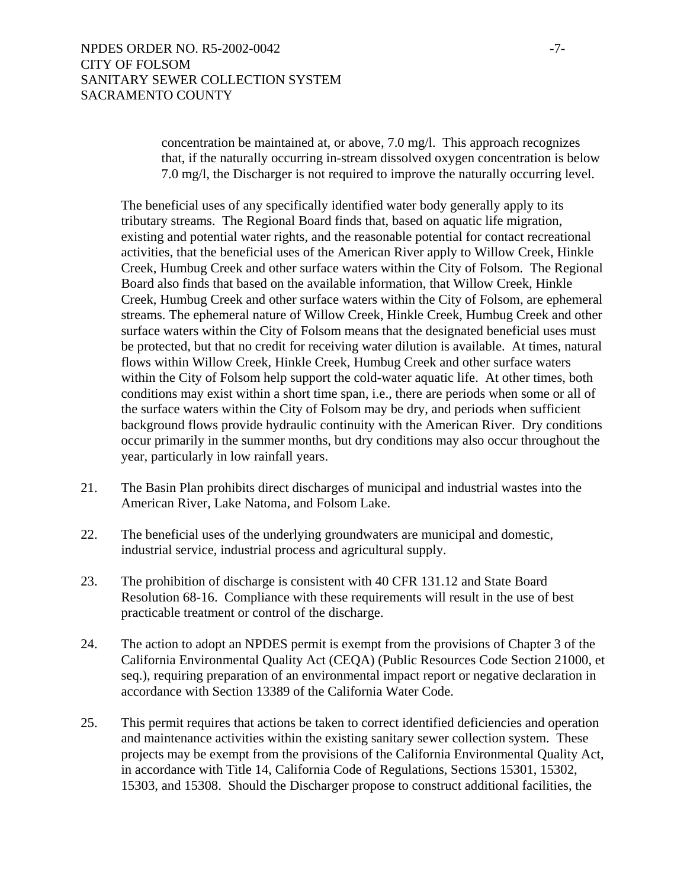concentration be maintained at, or above, 7.0 mg/l. This approach recognizes that, if the naturally occurring in-stream dissolved oxygen concentration is below 7.0 mg/l, the Discharger is not required to improve the naturally occurring level.

The beneficial uses of any specifically identified water body generally apply to its tributary streams. The Regional Board finds that, based on aquatic life migration, existing and potential water rights, and the reasonable potential for contact recreational activities, that the beneficial uses of the American River apply to Willow Creek, Hinkle Creek, Humbug Creek and other surface waters within the City of Folsom. The Regional Board also finds that based on the available information, that Willow Creek, Hinkle Creek, Humbug Creek and other surface waters within the City of Folsom, are ephemeral streams. The ephemeral nature of Willow Creek, Hinkle Creek, Humbug Creek and other surface waters within the City of Folsom means that the designated beneficial uses must be protected, but that no credit for receiving water dilution is available. At times, natural flows within Willow Creek, Hinkle Creek, Humbug Creek and other surface waters within the City of Folsom help support the cold-water aquatic life. At other times, both conditions may exist within a short time span, i.e., there are periods when some or all of the surface waters within the City of Folsom may be dry, and periods when sufficient background flows provide hydraulic continuity with the American River. Dry conditions occur primarily in the summer months, but dry conditions may also occur throughout the year, particularly in low rainfall years.

21. The Basin Plan prohibits direct discharges of municipal and industrial wastes into the American River, Lake Natoma, and Folsom Lake.

22. The beneficial uses of the underlying groundwaters are municipal and domestic, industrial service, industrial process and agricultural supply.

23. The prohibition of discharge is consistent with 40 CFR 131.12 and State Board Resolution 68-16. Compliance with these requirements will result in the use of best practicable treatment or control of the discharge.

24. The action to adopt an NPDES permit is exempt from the provisions of Chapter 3 of the California Environmental Quality Act (CEQA) (Public Resources Code Section 21000, et seq.), requiring preparation of an environmental impact report or negative declaration in accordance with Section 13389 of the California Water Code.

25. This permit requires that actions be taken to correct identified deficiencies and operation and maintenance activities within the existing sanitary sewer collection system. These projects may be exempt from the provisions of the California Environmental Quality Act, in accordance with Title 14, California Code of Regulations, Sections 15301, 15302, 15303, and 15308. Should the Discharger propose to construct additional facilities, the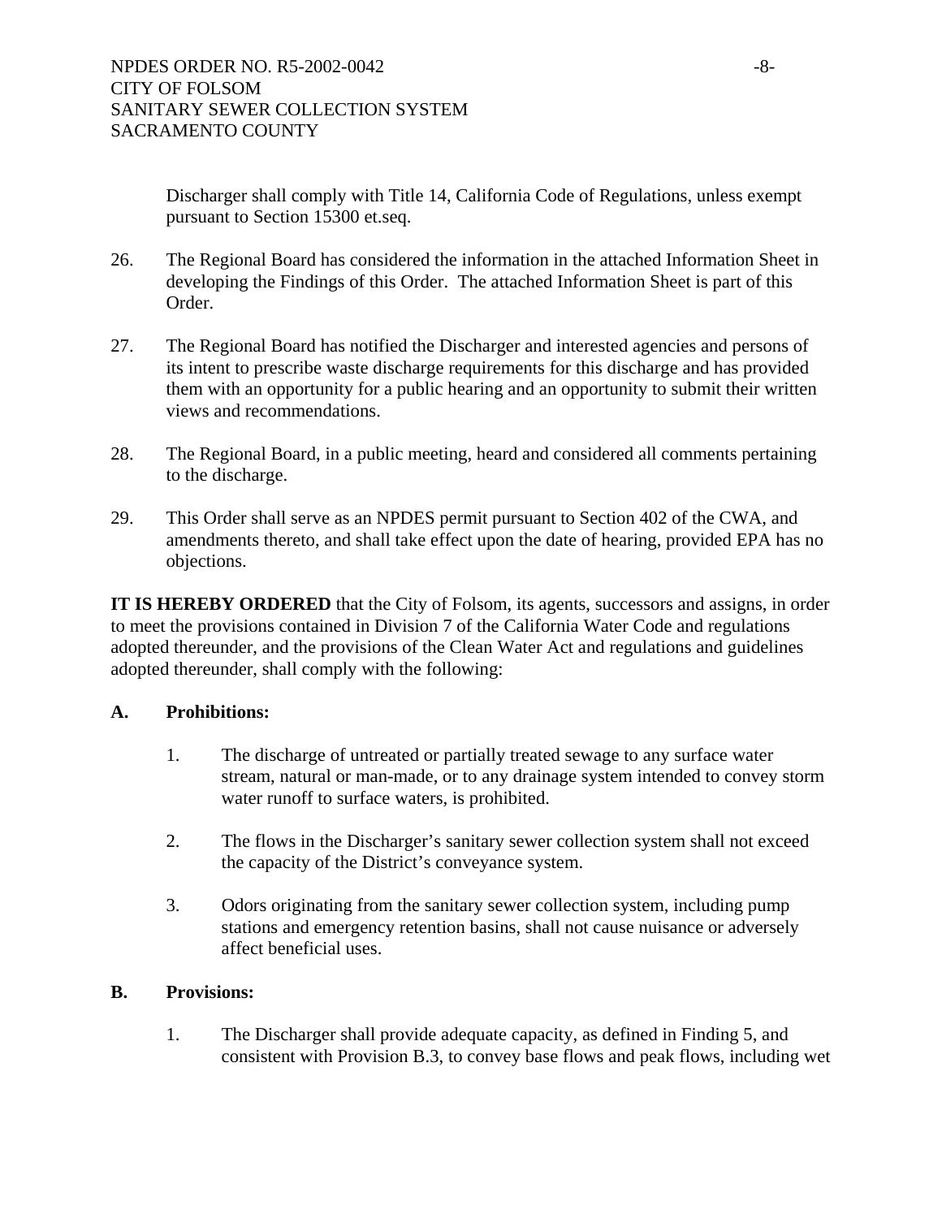Discharger shall comply with Title 14, California Code of Regulations, unless exempt pursuant to Section 15300 et.seq.

26. The Regional Board has considered the information in the attached Information Sheet in developing the Findings of this Order. The attached Information Sheet is part of this Order.

27. The Regional Board has notified the Discharger and interested agencies and persons of its intent to prescribe waste discharge requirements for this discharge and has provided them with an opportunity for a public hearing and an opportunity to submit their written views and recommendations.

28. The Regional Board, in a public meeting, heard and considered all comments pertaining to the discharge.

29. This Order shall serve as an NPDES permit pursuant to Section 402 of the CWA, and amendments thereto, and shall take effect upon the date of hearing, provided EPA has no objections.

**IT IS HEREBY ORDERED** that the City of Folsom, its agents, successors and assigns, in order to meet the provisions contained in Division 7 of the California Water Code and regulations adopted thereunder, and the provisions of the Clean Water Act and regulations and guidelines adopted thereunder, shall comply with the following:

**A. Prohibitions:**

1. The discharge of untreated or partially treated sewage to any surface water stream, natural or man-made, or to any drainage system intended to convey storm water runoff to surface waters, is prohibited.

2. The flows in the Discharger's sanitary sewer collection system shall not exceed the capacity of the District's conveyance system.

3. Odors originating from the sanitary sewer collection system, including pump stations and emergency retention basins, shall not cause nuisance or adversely affect beneficial uses.

**B. Provisions:**

1. The Discharger shall provide adequate capacity, as defined in Finding 5, and consistent with Provision B.3, to convey base flows and peak flows, including wet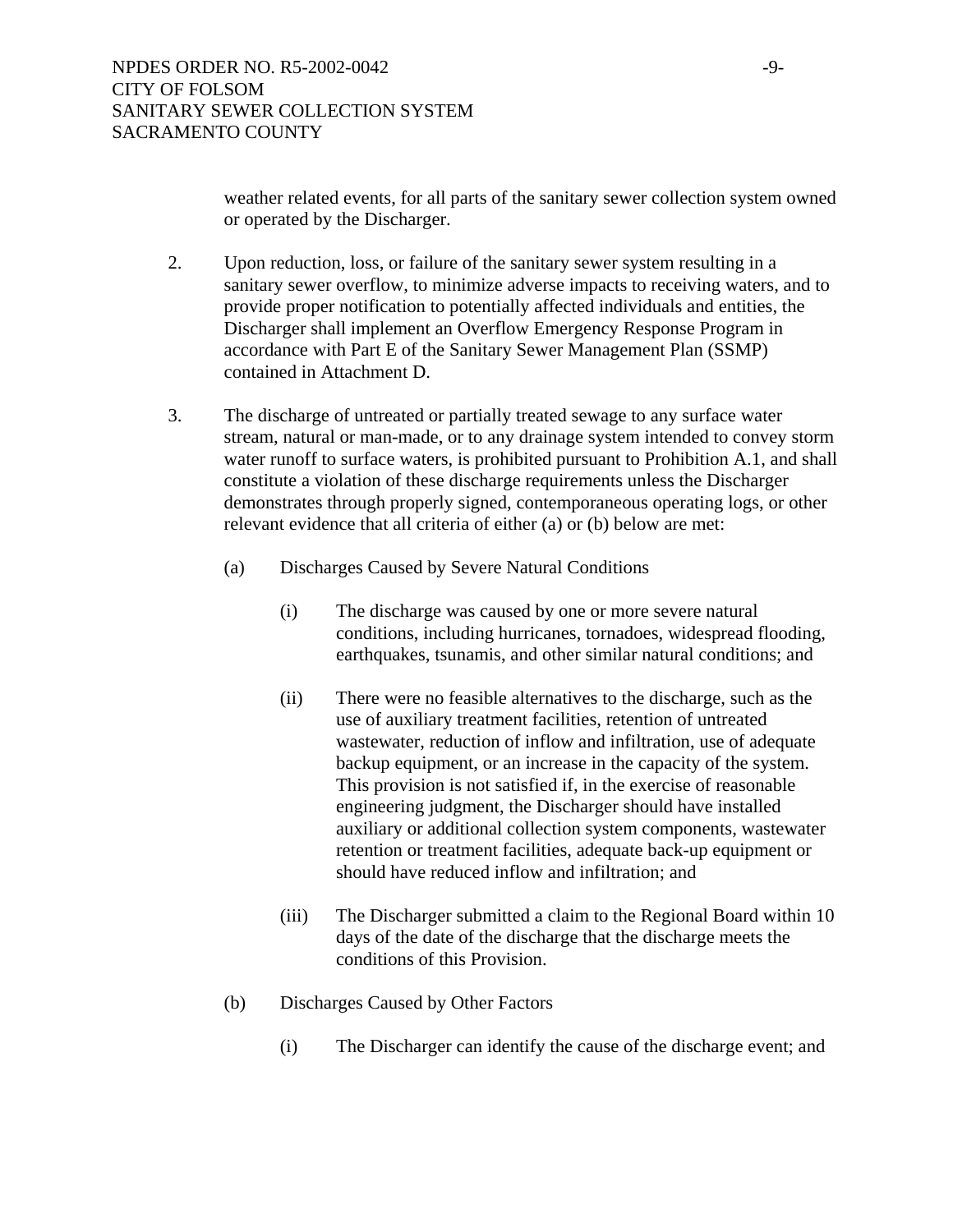weather related events, for all parts of the sanitary sewer collection system owned or operated by the Discharger.

2. Upon reduction, loss, or failure of the sanitary sewer system resulting in a sanitary sewer overflow, to minimize adverse impacts to receiving waters, and to provide proper notification to potentially affected individuals and entities, the Discharger shall implement an Overflow Emergency Response Program in accordance with Part E of the Sanitary Sewer Management Plan (SSMP) contained in Attachment D.

3. The discharge of untreated or partially treated sewage to any surface water stream, natural or man-made, or to any drainage system intended to convey storm water runoff to surface waters, is prohibited pursuant to Prohibition A.1, and shall constitute a violation of these discharge requirements unless the Discharger demonstrates through properly signed, contemporaneous operating logs, or other relevant evidence that all criteria of either (a) or (b) below are met:

   (a) Discharges Caused by Severe Natural Conditions

      (i) The discharge was caused by one or more severe natural conditions, including hurricanes, tornadoes, widespread flooding, earthquakes, tsunamis, and other similar natural conditions; and

      (ii) There were no feasible alternatives to the discharge, such as the use of auxiliary treatment facilities, retention of untreated wastewater, reduction of inflow and infiltration, use of adequate backup equipment, or an increase in the capacity of the system. This provision is not satisfied if, in the exercise of reasonable engineering judgment, the Discharger should have installed auxiliary or additional collection system components, wastewater retention or treatment facilities, adequate back-up equipment or should have reduced inflow and infiltration; and

      (iii) The Discharger submitted a claim to the Regional Board within 10 days of the date of the discharge that the discharge meets the conditions of this Provision.

   (b) Discharges Caused by Other Factors

      (i) The Discharger can identify the cause of the discharge event; and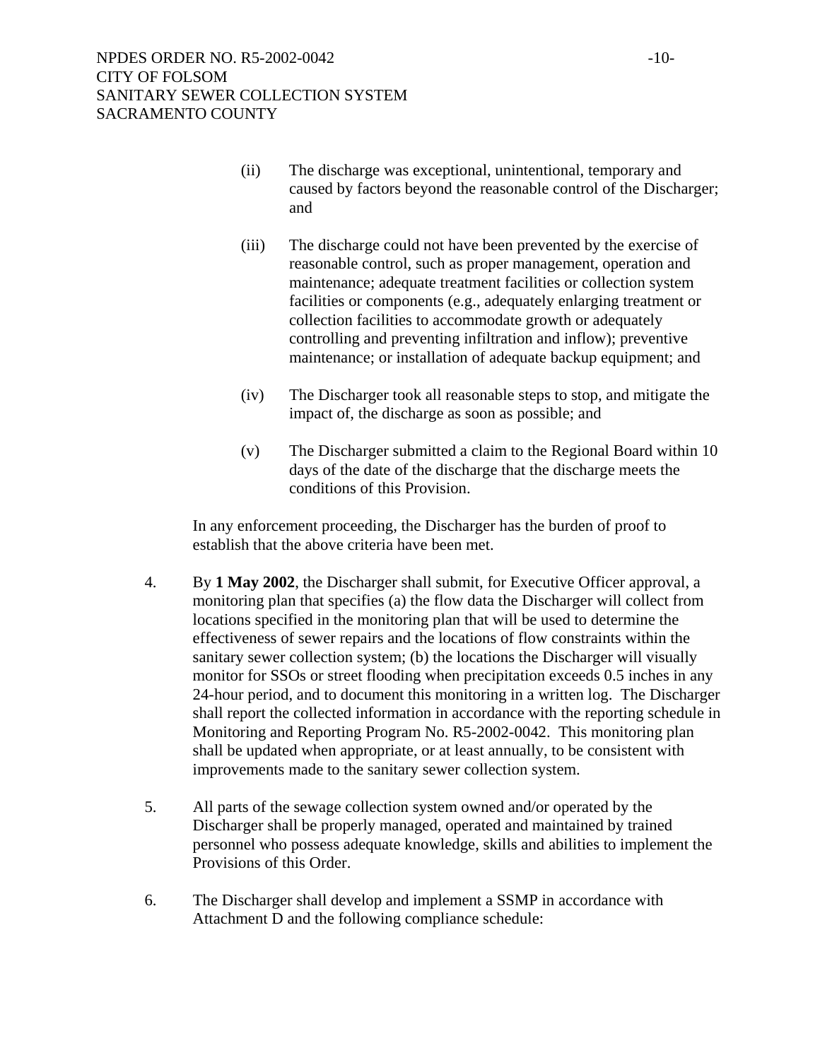(ii) The discharge was exceptional, unintentional, temporary and caused by factors beyond the reasonable control of the Discharger; and

(iii) The discharge could not have been prevented by the exercise of reasonable control, such as proper management, operation and maintenance; adequate treatment facilities or collection system facilities or components (e.g., adequately enlarging treatment or collection facilities to accommodate growth or adequately controlling and preventing infiltration and inflow); preventive maintenance; or installation of adequate backup equipment; and

(iv) The Discharger took all reasonable steps to stop, and mitigate the impact of, the discharge as soon as possible; and

(v) The Discharger submitted a claim to the Regional Board within 10 days of the date of the discharge that the discharge meets the conditions of this Provision.

In any enforcement proceeding, the Discharger has the burden of proof to establish that the above criteria have been met.

4. By **1 May 2002**, the Discharger shall submit, for Executive Officer approval, a monitoring plan that specifies (a) the flow data the Discharger will collect from locations specified in the monitoring plan that will be used to determine the effectiveness of sewer repairs and the locations of flow constraints within the sanitary sewer collection system; (b) the locations the Discharger will visually monitor for SSOs or street flooding when precipitation exceeds 0.5 inches in any 24-hour period, and to document this monitoring in a written log. The Discharger shall report the collected information in accordance with the reporting schedule in Monitoring and Reporting Program No. R5-2002-0042. This monitoring plan shall be updated when appropriate, or at least annually, to be consistent with improvements made to the sanitary sewer collection system.

5. All parts of the sewage collection system owned and/or operated by the Discharger shall be properly managed, operated and maintained by trained personnel who possess adequate knowledge, skills and abilities to implement the Provisions of this Order.

6. The Discharger shall develop and implement a SSMP in accordance with Attachment D and the following compliance schedule: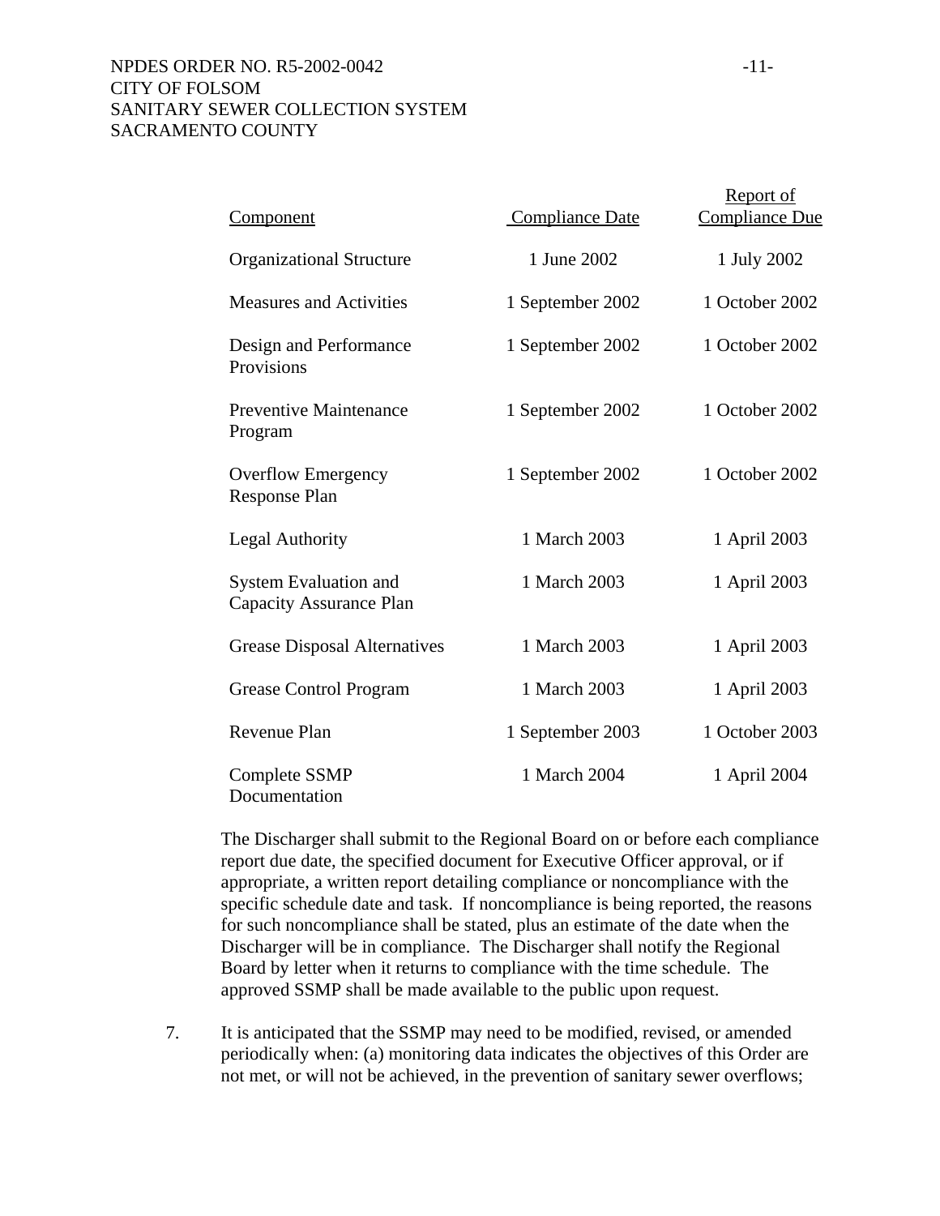| Component | Compliance Date | Report of Compliance Due |
|---|---|---|
| Organizational Structure | 1 June 2002 | 1 July 2002 |
| Measures and Activities | 1 September 2002 | 1 October 2002 |
| Design and Performance Provisions | 1 September 2002 | 1 October 2002 |
| Preventive Maintenance Program | 1 September 2002 | 1 October 2002 |
| Overflow Emergency Response Plan | 1 September 2002 | 1 October 2002 |
| Legal Authority | 1 March 2003 | 1 April 2003 |
| System Evaluation and Capacity Assurance Plan | 1 March 2003 | 1 April 2003 |
| Grease Disposal Alternatives | 1 March 2003 | 1 April 2003 |
| Grease Control Program | 1 March 2003 | 1 April 2003 |
| Revenue Plan | 1 September 2003 | 1 October 2003 |
| Complete SSMP Documentation | 1 March 2004 | 1 April 2004 |

The Discharger shall submit to the Regional Board on or before each compliance report due date, the specified document for Executive Officer approval, or if appropriate, a written report detailing compliance or noncompliance with the specific schedule date and task. If noncompliance is being reported, the reasons for such noncompliance shall be stated, plus an estimate of the date when the Discharger will be in compliance. The Discharger shall notify the Regional Board by letter when it returns to compliance with the time schedule. The approved SSMP shall be made available to the public upon request.

7. It is anticipated that the SSMP may need to be modified, revised, or amended periodically when: (a) monitoring data indicates the objectives of this Order are not met, or will not be achieved, in the prevention of sanitary sewer overflows;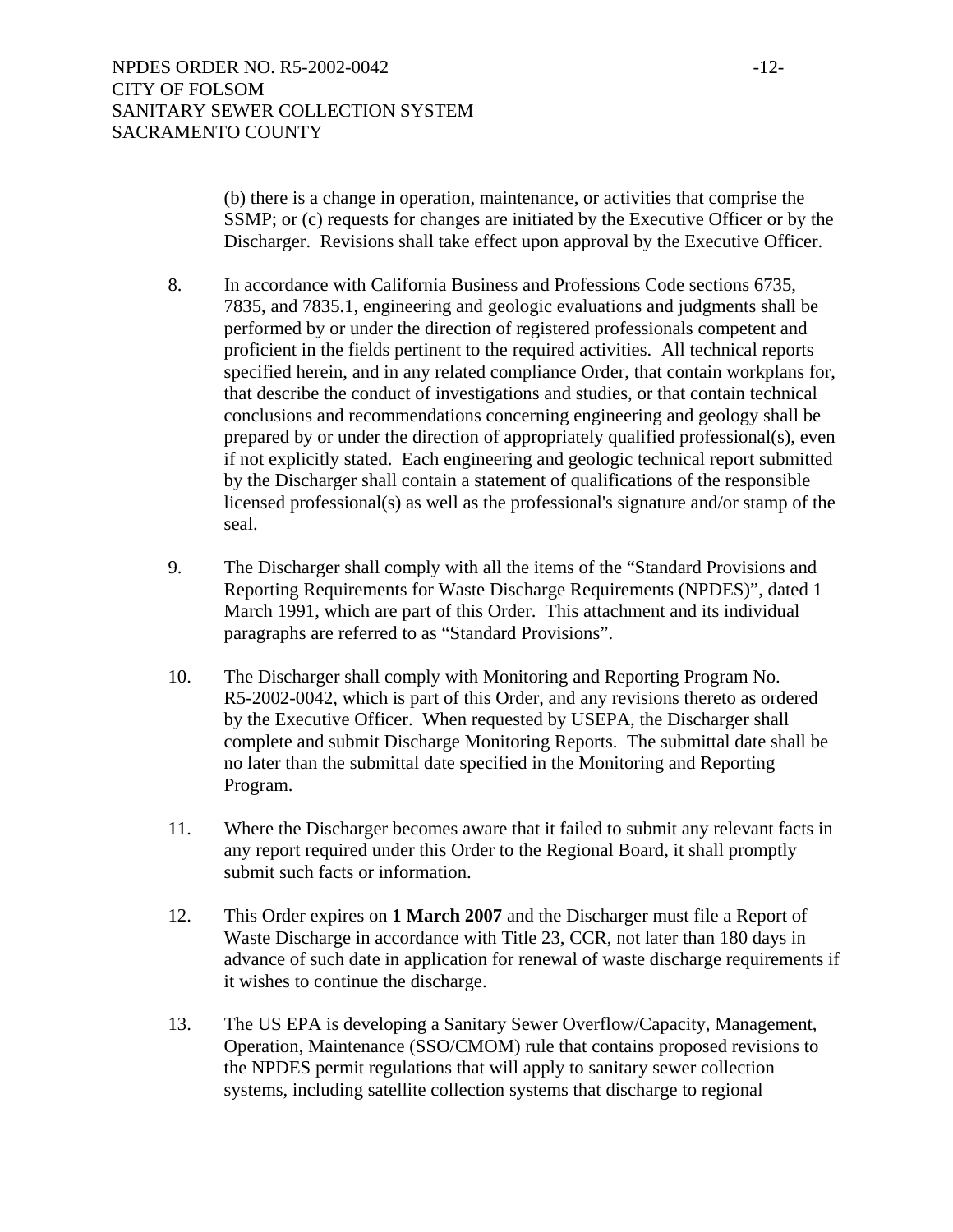(b) there is a change in operation, maintenance, or activities that comprise the SSMP; or (c) requests for changes are initiated by the Executive Officer or by the Discharger. Revisions shall take effect upon approval by the Executive Officer.

8. In accordance with California Business and Professions Code sections 6735, 7835, and 7835.1, engineering and geologic evaluations and judgments shall be performed by or under the direction of registered professionals competent and proficient in the fields pertinent to the required activities. All technical reports specified herein, and in any related compliance Order, that contain workplans for, that describe the conduct of investigations and studies, or that contain technical conclusions and recommendations concerning engineering and geology shall be prepared by or under the direction of appropriately qualified professional(s), even if not explicitly stated. Each engineering and geologic technical report submitted by the Discharger shall contain a statement of qualifications of the responsible licensed professional(s) as well as the professional's signature and/or stamp of the seal.

9. The Discharger shall comply with all the items of the "Standard Provisions and Reporting Requirements for Waste Discharge Requirements (NPDES)", dated 1 March 1991, which are part of this Order. This attachment and its individual paragraphs are referred to as "Standard Provisions".

10. The Discharger shall comply with Monitoring and Reporting Program No. R5-2002-0042, which is part of this Order, and any revisions thereto as ordered by the Executive Officer. When requested by USEPA, the Discharger shall complete and submit Discharge Monitoring Reports. The submittal date shall be no later than the submittal date specified in the Monitoring and Reporting Program.

11. Where the Discharger becomes aware that it failed to submit any relevant facts in any report required under this Order to the Regional Board, it shall promptly submit such facts or information.

12. This Order expires on **1 March 2007** and the Discharger must file a Report of Waste Discharge in accordance with Title 23, CCR, not later than 180 days in advance of such date in application for renewal of waste discharge requirements if it wishes to continue the discharge.

13. The US EPA is developing a Sanitary Sewer Overflow/Capacity, Management, Operation, Maintenance (SSO/CMOM) rule that contains proposed revisions to the NPDES permit regulations that will apply to sanitary sewer collection systems, including satellite collection systems that discharge to regional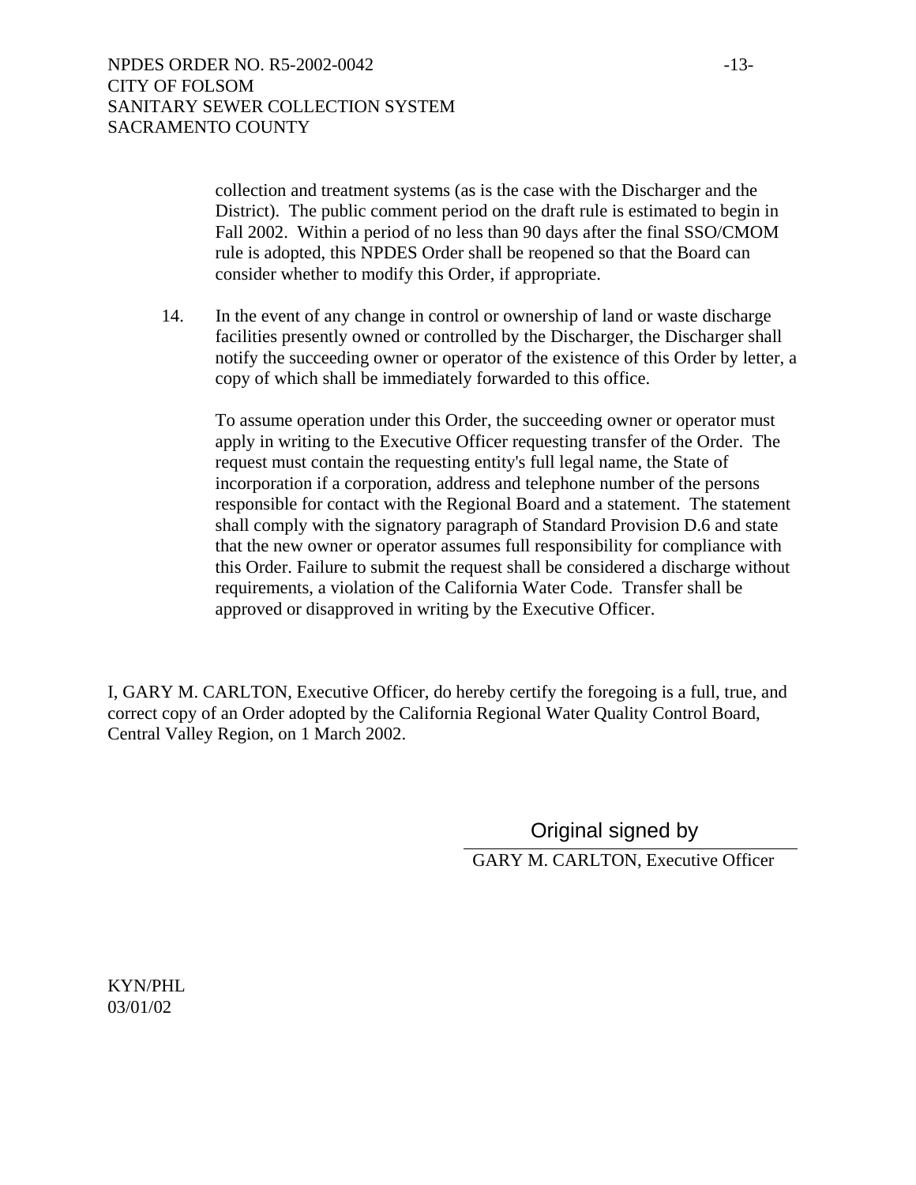collection and treatment systems (as is the case with the Discharger and the District). The public comment period on the draft rule is estimated to begin in Fall 2002. Within a period of no less than 90 days after the final SSO/CMOM rule is adopted, this NPDES Order shall be reopened so that the Board can consider whether to modify this Order, if appropriate.

14. In the event of any change in control or ownership of land or waste discharge facilities presently owned or controlled by the Discharger, the Discharger shall notify the succeeding owner or operator of the existence of this Order by letter, a copy of which shall be immediately forwarded to this office.

    To assume operation under this Order, the succeeding owner or operator must apply in writing to the Executive Officer requesting transfer of the Order. The request must contain the requesting entity's full legal name, the State of incorporation if a corporation, address and telephone number of the persons responsible for contact with the Regional Board and a statement. The statement shall comply with the signatory paragraph of Standard Provision D.6 and state that the new owner or operator assumes full responsibility for compliance with this Order. Failure to submit the request shall be considered a discharge without requirements, a violation of the California Water Code. Transfer shall be approved or disapproved in writing by the Executive Officer.

I, GARY M. CARLTON, Executive Officer, do hereby certify the foregoing is a full, true, and correct copy of an Order adopted by the California Regional Water Quality Control Board, Central Valley Region, on 1 March 2002.

Original signed by

GARY M. CARLTON, Executive Officer

KYN/PHL
03/01/02